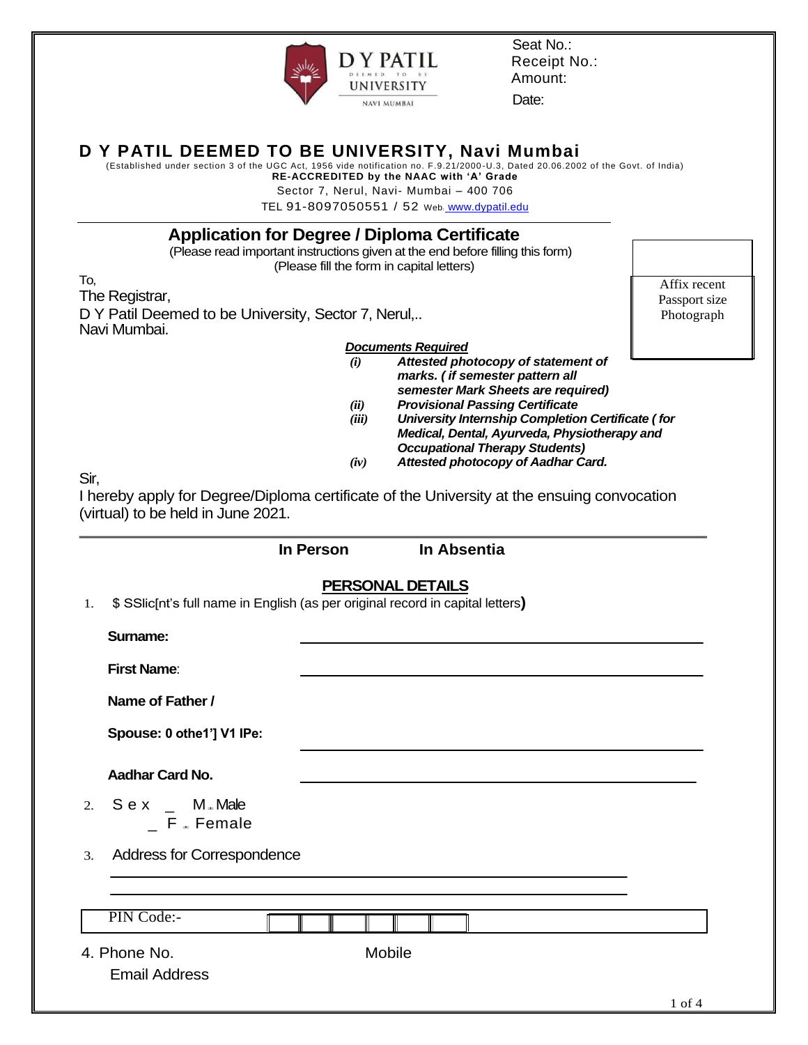D Y PATIL DEEMED TO BE UNIVERSITY NAVI MUMBAI

Seat No.:
Receipt No.:
Amount:
Date:

# D Y PATIL DEEMED TO BE UNIVERSITY, Navi Mumbai

(Established under section 3 of the UGC Act, 1956 vide notification no. F.9.21/2000-U.3, Dated 20.06.2002 of the Govt. of India)

**RE-ACCREDITED by the NAAC with 'A' Grade**

Sector 7, Nerul, Navi- Mumbai – 400 706

TEL 91-8097050551 / 52 Web. www.dypatil.edu

## Application for Degree / Diploma Certificate

(Please read important instructions given at the end before filling this form)
(Please fill the form in capital letters)

Affix recent Passport size Photograph

To,
The Registrar,
D Y Patil Deemed to be University, Sector 7, Nerul,..
Navi Mumbai.

***Documents Required***

- *(i)* ***Attested photocopy of statement of marks. ( if semester pattern all semester Mark Sheets are required)***
- *(ii)* ***Provisional Passing Certificate***
- *(iii)* ***University Internship Completion Certificate ( for Medical, Dental, Ayurveda, Physiotherapy and Occupational Therapy Students)***
- *(iv)* ***Attested photocopy of Aadhar Card.***

Sir,
I hereby apply for Degree/Diploma certificate of the University at the ensuing convocation (virtual) to be held in June 2021.

**In Person** **In Absentia**

## PERSONAL DETAILS

1. $ SSlic[nt's full name in English (as per original record in capital letters**)**

   **Surname:** ______________________________

   **First Name**: ______________________________

   **Name of Father /**

   **Spouse: 0 othe1'] V1 lPe:** ______________________________

   **Aadhar Card No.** ______________________________

2. S e x _ M - Male
   _ F - Female

3. Address for Correspondence

   ______________________________
   ______________________________

| PIN Code:- | | | | | | |
|---|---|---|---|---|---|---|

4. Phone No. Mobile
   Email Address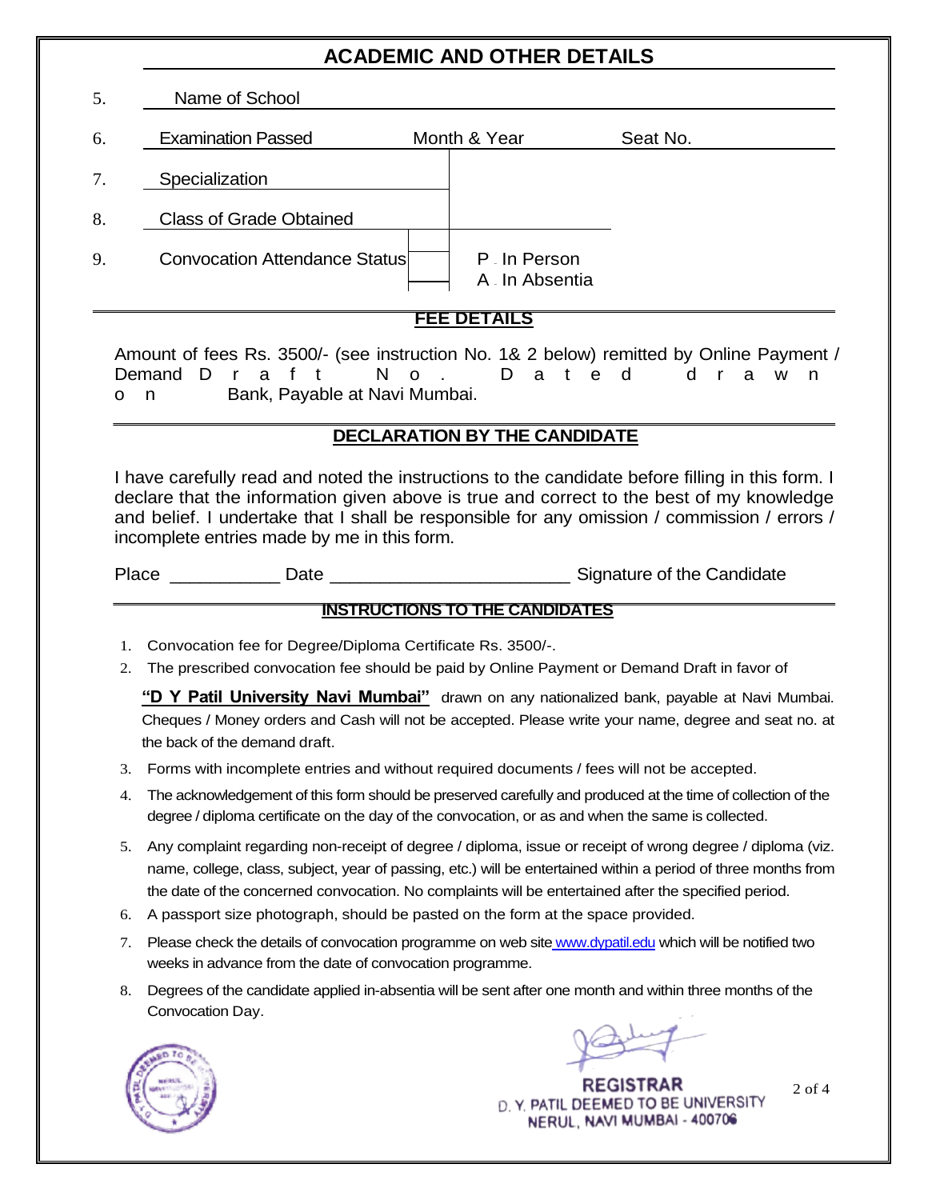## ACADEMIC AND OTHER DETAILS

5. Name of School

| 6. Examination Passed | Month & Year | Seat No. |
|---|---|---|
| 7. Specialization | | |
| 8. Class of Grade Obtained | | |
| 9. Convocation Attendance Status | | P - In Person<br>A - In Absentia |

## FEE DETAILS

Amount of fees Rs. 3500/- (see instruction No. 1& 2 below) remitted by Online Payment / Demand Draft No. Dated drawn on Bank, Payable at Navi Mumbai.

## DECLARATION BY THE CANDIDATE

I have carefully read and noted the instructions to the candidate before filling in this form. I declare that the information given above is true and correct to the best of my knowledge and belief. I undertake that I shall be responsible for any omission / commission / errors / incomplete entries made by me in this form.

Place ___________ Date ________________________ Signature of the Candidate

## INSTRUCTIONS TO THE CANDIDATES

1. Convocation fee for Degree/Diploma Certificate Rs. 3500/-.
2. The prescribed convocation fee should be paid by Online Payment or Demand Draft in favor of **"D Y Patil University Navi Mumbai"** drawn on any nationalized bank, payable at Navi Mumbai. Cheques / Money orders and Cash will not be accepted. Please write your name, degree and seat no. at the back of the demand draft.
3. Forms with incomplete entries and without required documents / fees will not be accepted.
4. The acknowledgement of this form should be preserved carefully and produced at the time of collection of the degree / diploma certificate on the day of the convocation, or as and when the same is collected.
5. Any complaint regarding non-receipt of degree / diploma, issue or receipt of wrong degree / diploma (viz. name, college, class, subject, year of passing, etc.) will be entertained within a period of three months from the date of the concerned convocation. No complaints will be entertained after the specified period.
6. A passport size photograph, should be pasted on the form at the space provided.
7. Please check the details of convocation programme on web site www.dypatil.edu which will be notified two weeks in advance from the date of convocation programme.
8. Degrees of the candidate applied in-absentia will be sent after one month and within three months of the Convocation Day.

REGISTRAR
D. Y. PATIL DEEMED TO BE UNIVERSITY
NERUL, NAVI MUMBAI - 400706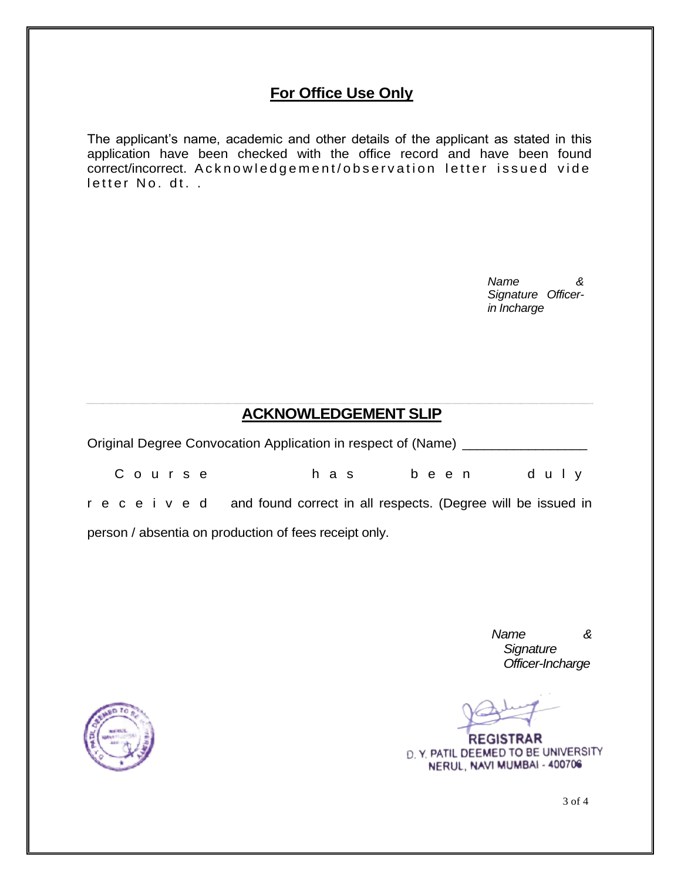## For Office Use Only

The applicant's name, academic and other details of the applicant as stated in this application have been checked with the office record and have been found correct/incorrect. Acknowledgement/observation letter issued vide letter No. dt. .

*Name & Signature Officer-in Incharge*

---

## ACKNOWLEDGEMENT SLIP

Original Degree Convocation Application in respect of (Name) ________________

Course has been duly received and found correct in all respects. (Degree will be issued in person / absentia on production of fees receipt only.

*Name & Signature Officer-Incharge*

**REGISTRAR**
D. Y. PATIL DEEMED TO BE UNIVERSITY
NERUL, NAVI MUMBAI - 400706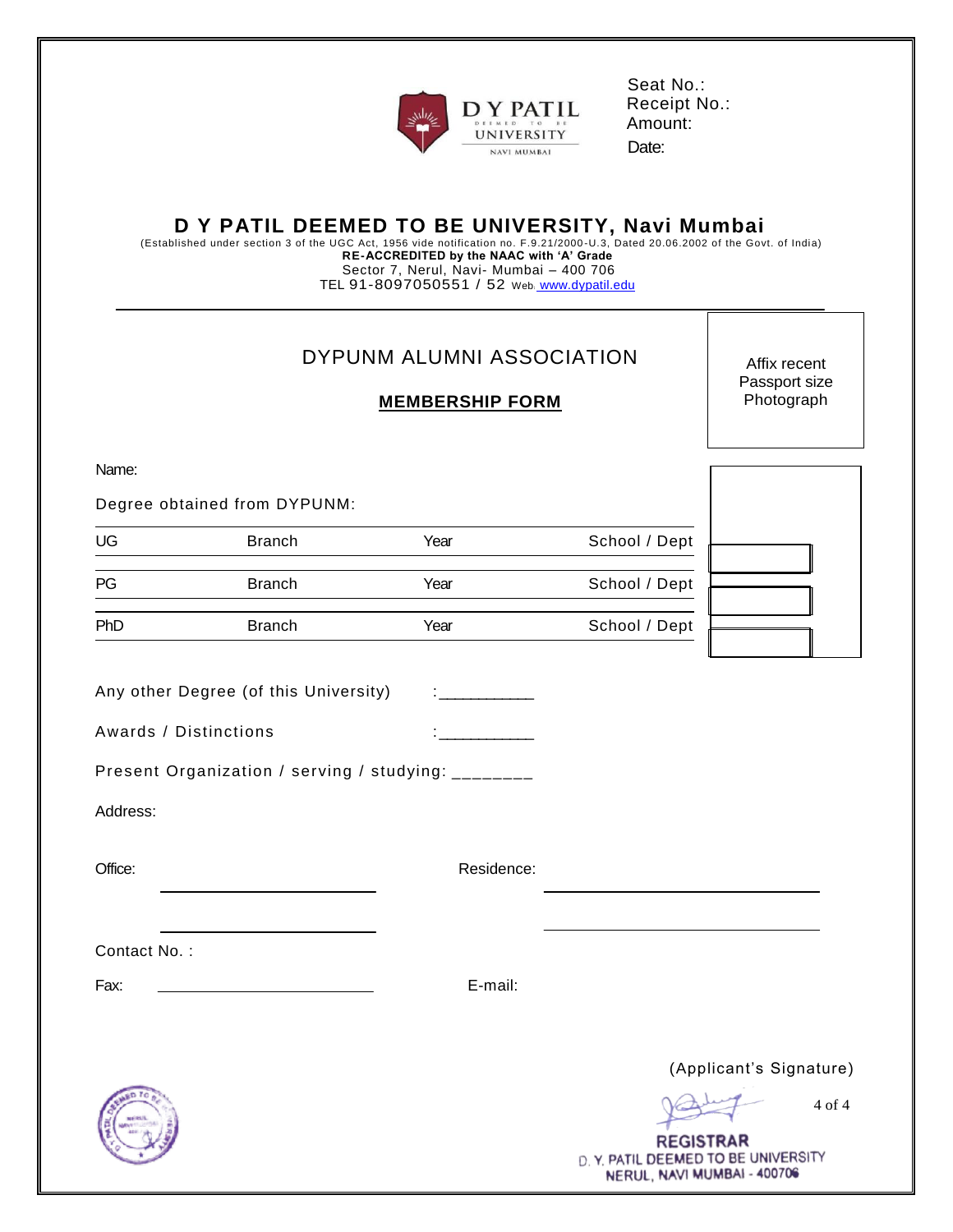Seat No.:
Receipt No.:
Amount:
Date:

# D Y PATIL DEEMED TO BE UNIVERSITY, Navi Mumbai

(Established under section 3 of the UGC Act, 1956 vide notification no. F.9.21/2000-U.3, Dated 20.06.2002 of the Govt. of India)

**RE-ACCREDITED by the NAAC with 'A' Grade**

Sector 7, Nerul, Navi- Mumbai – 400 706

TEL 91-8097050551 / 52 Web. www.dypatil.edu

## DYPUNM ALUMNI ASSOCIATION

### MEMBERSHIP FORM

Affix recent Passport size Photograph

Name:

Degree obtained from DYPUNM:

| | | | |
|---|---|---|---|
| UG | Branch | Year | School / Dept |
| PG | Branch | Year | School / Dept |
| PhD | Branch | Year | School / Dept |

Any other Degree (of this University) :__________

Awards / Distinctions :__________

Present Organization / serving / studying: ________

Address:

Office: ____________________ Residence: ____________________

Contact No. :

Fax: ____________________ E-mail:

(Applicant's Signature)

REGISTRAR
D. Y. PATIL DEEMED TO BE UNIVERSITY
NERUL, NAVI MUMBAI - 400706